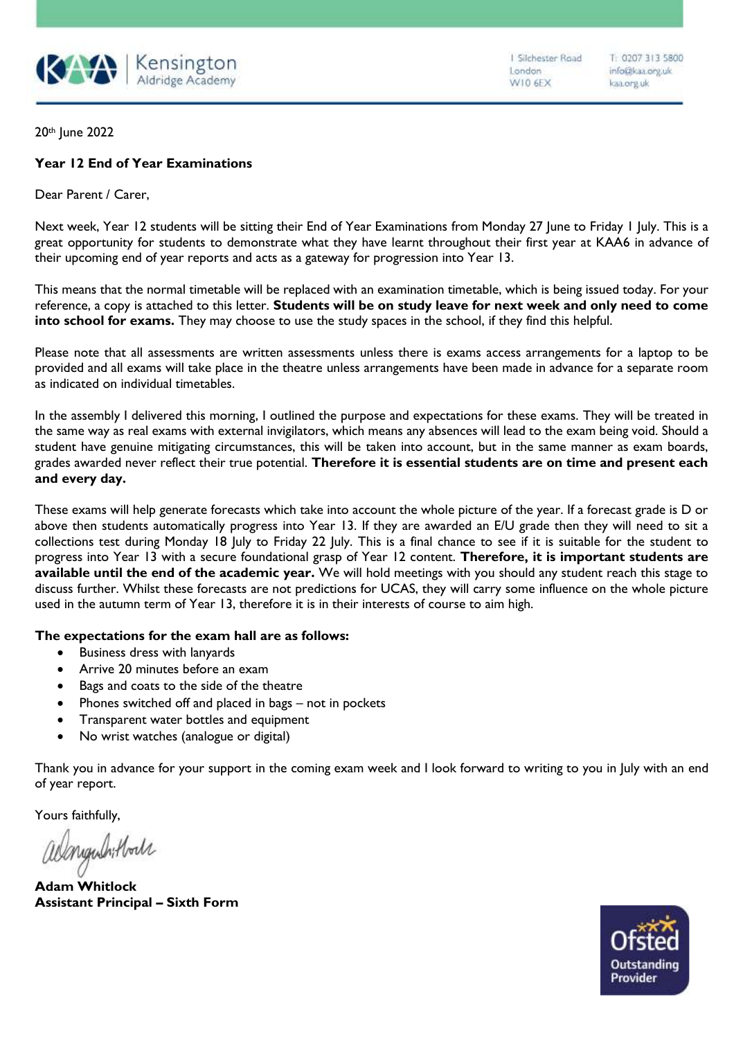Kensington Aldridge Academy

1 Silchester Road
London
W10 6EX

T: 0207 313 5800
info@kaa.org.uk
kaa.org.uk

20th June 2022

**Year 12 End of Year Examinations**

Dear Parent / Carer,

Next week, Year 12 students will be sitting their End of Year Examinations from Monday 27 June to Friday 1 July. This is a great opportunity for students to demonstrate what they have learnt throughout their first year at KAA6 in advance of their upcoming end of year reports and acts as a gateway for progression into Year 13.

This means that the normal timetable will be replaced with an examination timetable, which is being issued today. For your reference, a copy is attached to this letter. **Students will be on study leave for next week and only need to come into school for exams.** They may choose to use the study spaces in the school, if they find this helpful.

Please note that all assessments are written assessments unless there is exams access arrangements for a laptop to be provided and all exams will take place in the theatre unless arrangements have been made in advance for a separate room as indicated on individual timetables.

In the assembly I delivered this morning, I outlined the purpose and expectations for these exams. They will be treated in the same way as real exams with external invigilators, which means any absences will lead to the exam being void. Should a student have genuine mitigating circumstances, this will be taken into account, but in the same manner as exam boards, grades awarded never reflect their true potential. **Therefore it is essential students are on time and present each and every day.**

These exams will help generate forecasts which take into account the whole picture of the year. If a forecast grade is D or above then students automatically progress into Year 13. If they are awarded an E/U grade then they will need to sit a collections test during Monday 18 July to Friday 22 July. This is a final chance to see if it is suitable for the student to progress into Year 13 with a secure foundational grasp of Year 12 content. **Therefore, it is important students are available until the end of the academic year.** We will hold meetings with you should any student reach this stage to discuss further. Whilst these forecasts are not predictions for UCAS, they will carry some influence on the whole picture used in the autumn term of Year 13, therefore it is in their interests of course to aim high.

**The expectations for the exam hall are as follows:**

- Business dress with lanyards
- Arrive 20 minutes before an exam
- Bags and coats to the side of the theatre
- Phones switched off and placed in bags – not in pockets
- Transparent water bottles and equipment
- No wrist watches (analogue or digital)

Thank you in advance for your support in the coming exam week and I look forward to writing to you in July with an end of year report.

Yours faithfully,

**Adam Whitlock**
**Assistant Principal – Sixth Form**

Ofsted Outstanding Provider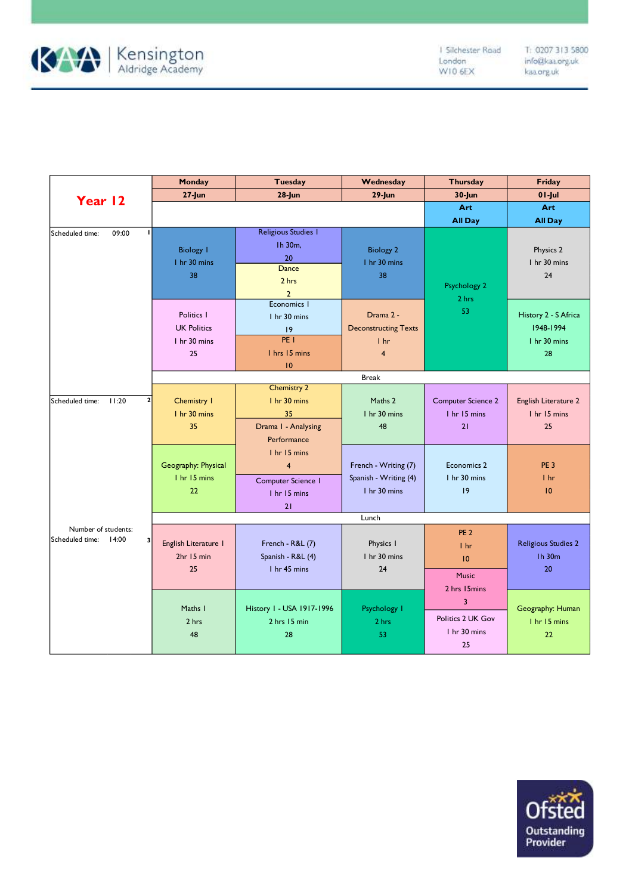Kensington Aldridge Academy

1 Silchester Road
London
W10 6EX

T: 0207 313 5800
info@kaa.org.uk
kaa.org.uk

| Year 12 | Monday 27-Jun | Tuesday 28-Jun | Wednesday 29-Jun | Thursday 30-Jun | Friday 01-Jul |
|---|---|---|---|---|---|
| | | | | Art All Day | Art All Day |
| Scheduled time: 09:00 (1) | Biology 1, 1 hr 30 mins, 38 | Religious Studies 1, 1h 30m, 20 | Biology 2, 1 hr 30 mins, 38 | Psychology 2, 2 hrs, 53 | Physics 2, 1 hr 30 mins, 24 |
| | | Dance, 2 hrs, 2 | | | |
| | Politics 1, UK Politics, 1 hr 30 mins, 25 | Economics 1, 1 hr 30 mins, 19 | Drama 2 - Deconstructing Texts, 1 hr, 4 | | History 2 - S Africa 1948-1994, 1 hr 30 mins, 28 |
| | | PE 1, 1 hrs 15 mins, 10 | | | |
| Break | | | | | |
| Scheduled time: 11:20 (2) | Chemistry 1, 1 hr 30 mins, 35 | Chemistry 2, 1 hr 30 mins, 35 | Maths 2, 1 hr 30 mins, 48 | Computer Science 2, 1 hr 15 mins, 21 | English Literature 2, 1 hr 15 mins, 25 |
| | | Drama 1 - Analysing Performance, 1 hr 15 mins, 4 | | | |
| | Geography: Physical, 1 hr 15 mins, 22 | Computer Science 1, 1 hr 15 mins, 21 | French - Writing (7), Spanish - Writing (4), 1 hr 30 mins | Economics 2, 1 hr 30 mins, 19 | PE 3, 1 hr, 10 |
| Lunch | | | | | |
| Number of students: Scheduled time: 14:00 (3) | English Literature 1, 2hr 15 min, 25 | French - R&L (7), Spanish - R&L (4), 1 hr 45 mins | Physics 1, 1 hr 30 mins, 24 | PE 2, 1 hr, 10 | Religious Studies 2, 1h 30m, 20 |
| | | | | Music, 2 hrs 15mins, 3 | |
| | Maths 1, 2 hrs, 48 | History 1 - USA 1917-1996, 2 hrs 15 min, 28 | Psychology 1, 2 hrs, 53 | Politics 2 UK Gov, 1 hr 30 mins, 25 | Geography: Human, 1 hr 15 mins, 22 |

Ofsted Outstanding Provider